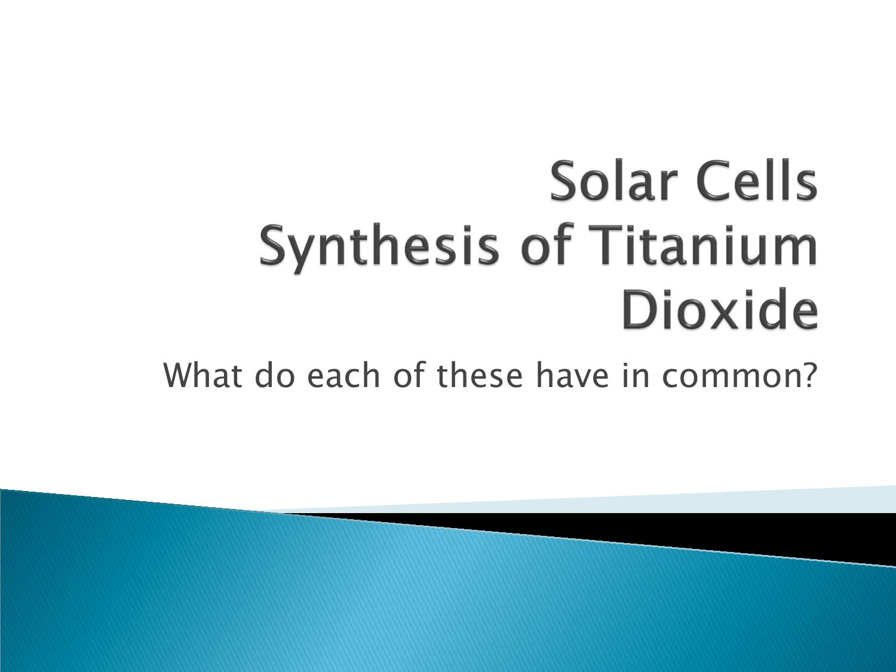# Solar Cells
# Synthesis of Titanium Dioxide

What do each of these have in common?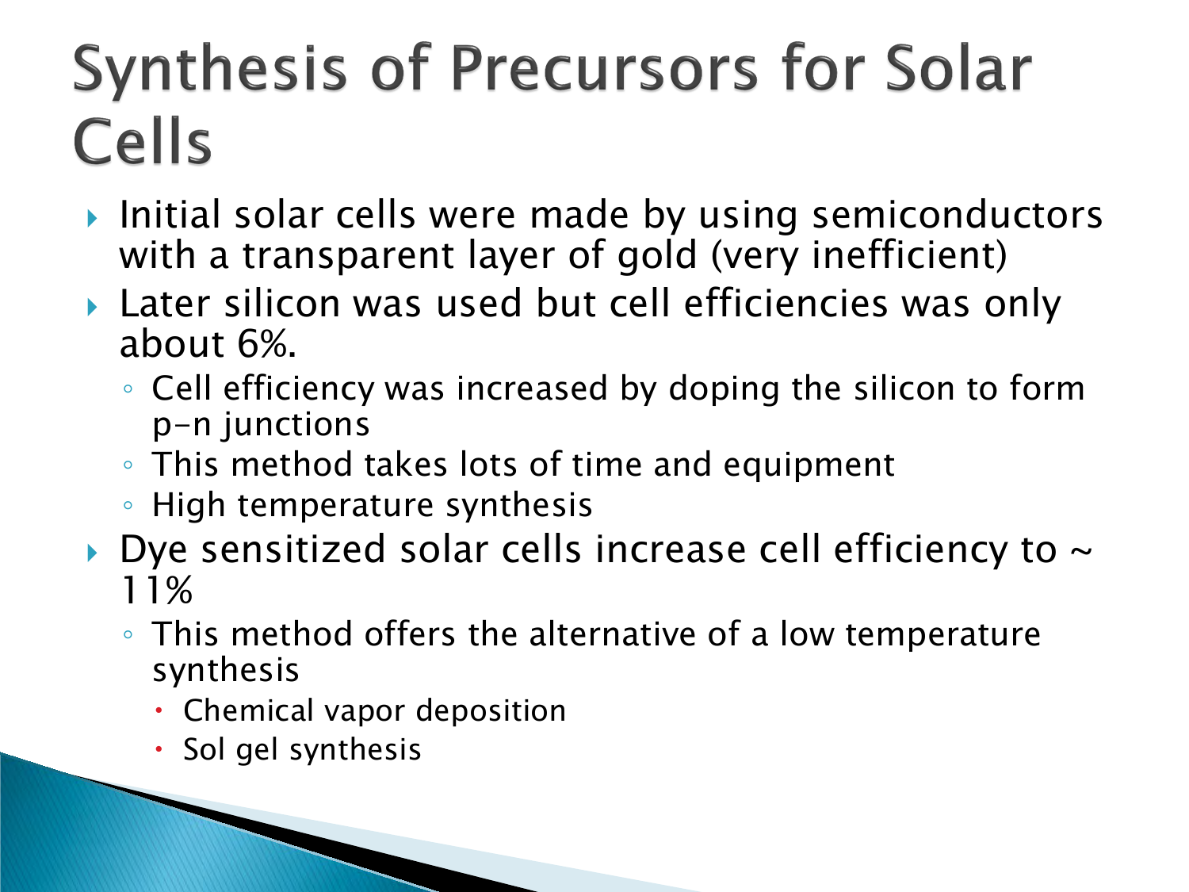# Synthesis of Precursors for Solar Cells

- Initial solar cells were made by using semiconductors with a transparent layer of gold (very inefficient)
- Later silicon was used but cell efficiencies was only about 6%.
  - Cell efficiency was increased by doping the silicon to form p-n junctions
  - This method takes lots of time and equipment
  - High temperature synthesis
- Dye sensitized solar cells increase cell efficiency to ~ 11%
  - This method offers the alternative of a low temperature synthesis
    - Chemical vapor deposition
    - Sol gel synthesis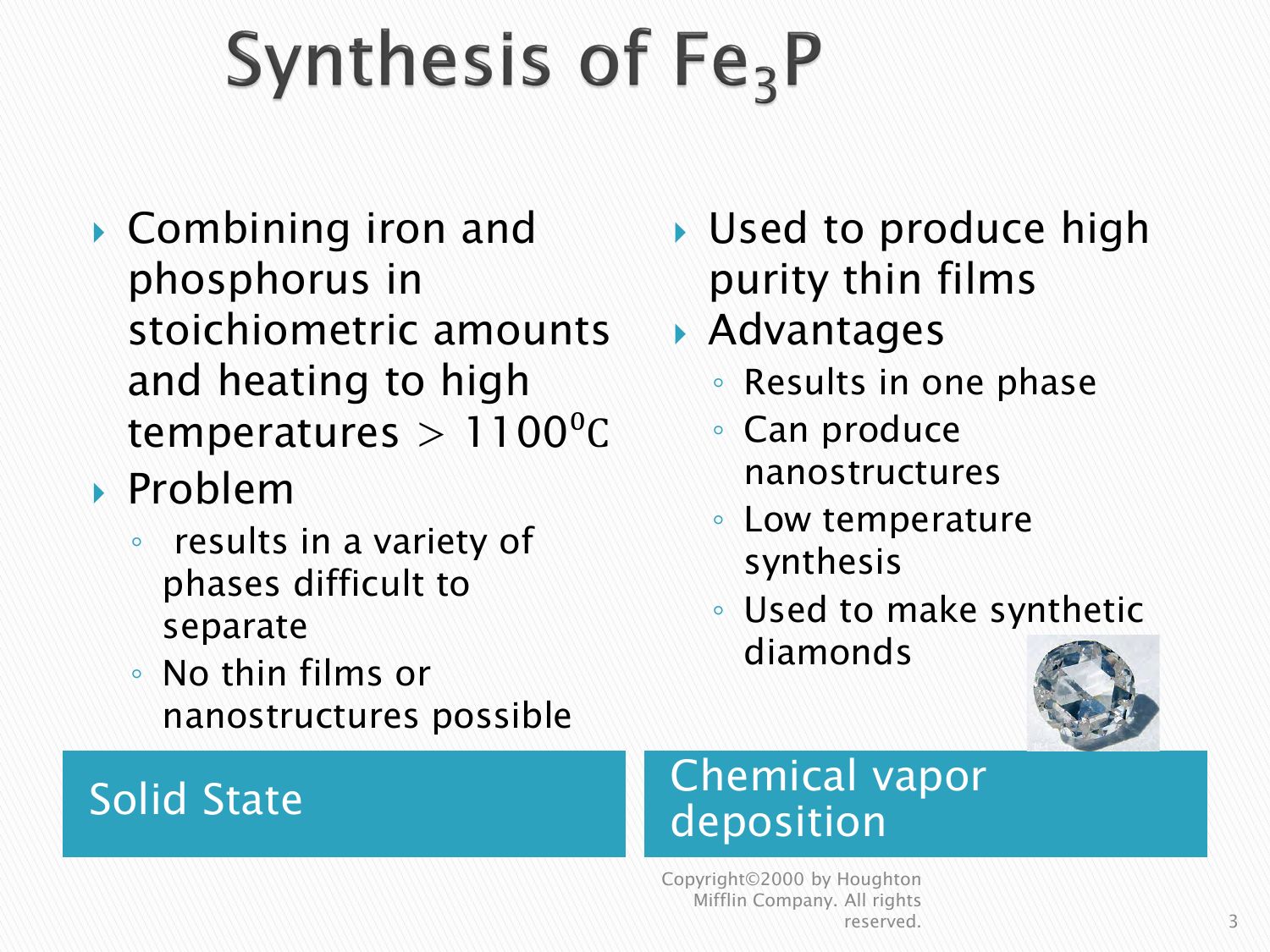# Synthesis of $Fe_3P$

## Solid State

- Combining iron and phosphorus in stoichiometric amounts and heating to high temperatures > 1100$^0$C
- Problem
  - results in a variety of phases difficult to separate
  - No thin films or nanostructures possible

## Chemical vapor deposition

- Used to produce high purity thin films
- Advantages
  - Results in one phase
  - Can produce nanostructures
  - Low temperature synthesis
  - Used to make synthetic diamonds

Copyright©2000 by Houghton Mifflin Company. All rights reserved.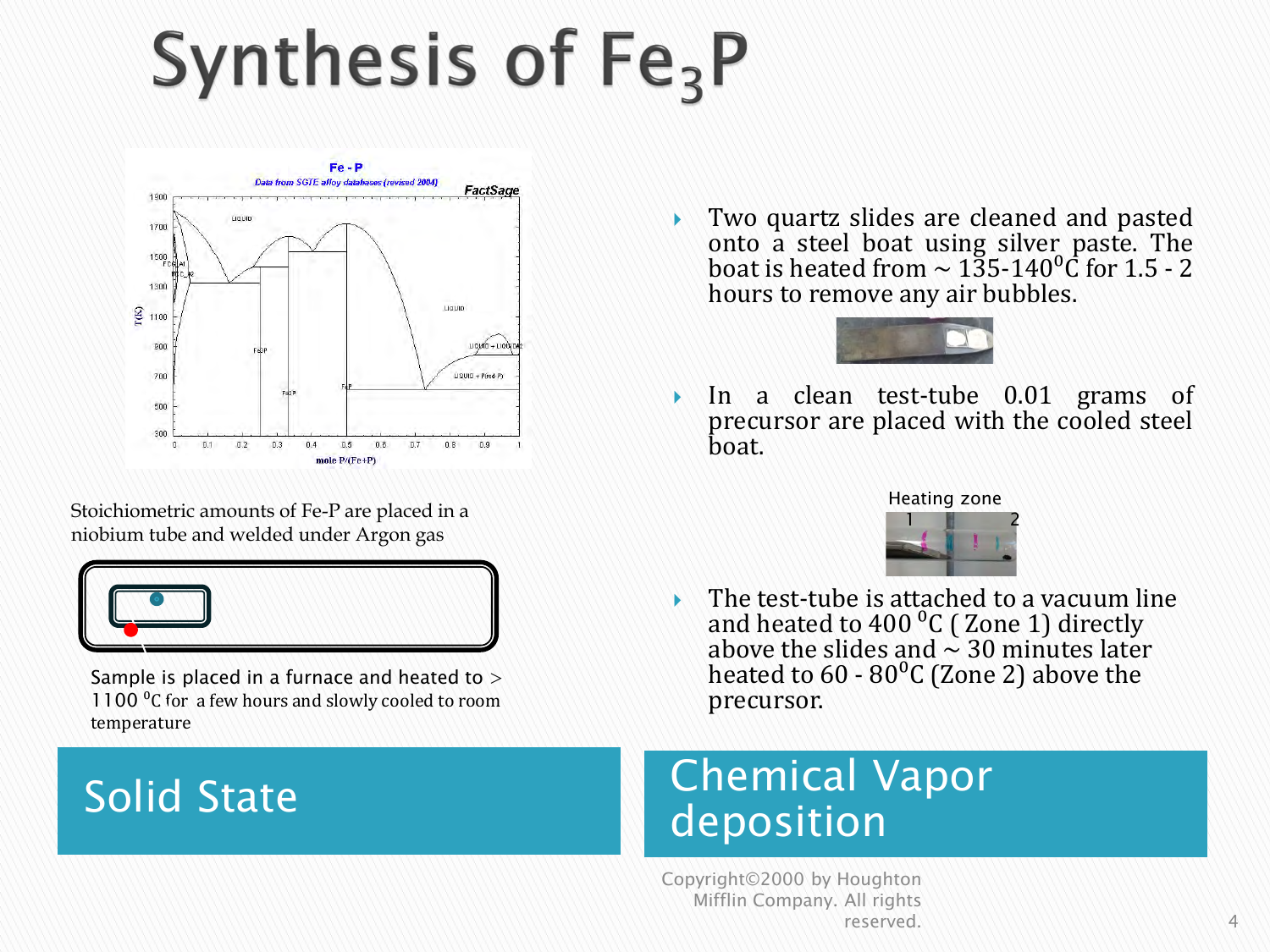# Synthesis of $Fe_3P$

## Solid State

Stoichiometric amounts of Fe-P are placed in a niobium tube and welded under Argon gas

Sample is placed in a furnace and heated to > 1100 $^0$C for a few hours and slowly cooled to room temperature

## Chemical Vapor deposition

- Two quartz slides are cleaned and pasted onto a steel boat using silver paste. The boat is heated from ~ 135-140$^0$C for 1.5 - 2 hours to remove any air bubbles.
- In a clean test-tube 0.01 grams of precursor are placed with the cooled steel boat.

Heating zone

1 2

- The test-tube is attached to a vacuum line and heated to 400 $^0$C ( Zone 1) directly above the slides and ~ 30 minutes later heated to 60 - 80$^0$C (Zone 2) above the precursor.

Copyright©2000 by Houghton Mifflin Company. All rights reserved.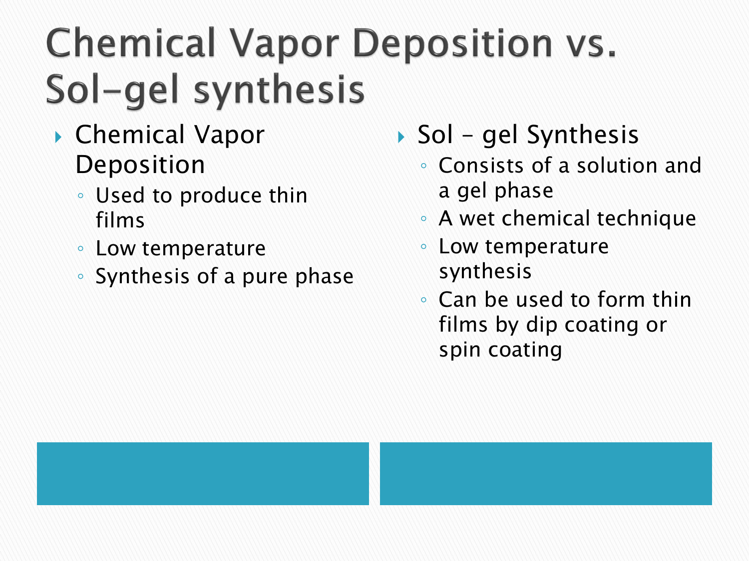# Chemical Vapor Deposition vs. Sol-gel synthesis

- Chemical Vapor Deposition
  - Used to produce thin films
  - Low temperature
  - Synthesis of a pure phase

- Sol – gel Synthesis
  - Consists of a solution and a gel phase
  - A wet chemical technique
  - Low temperature synthesis
  - Can be used to form thin films by dip coating or spin coating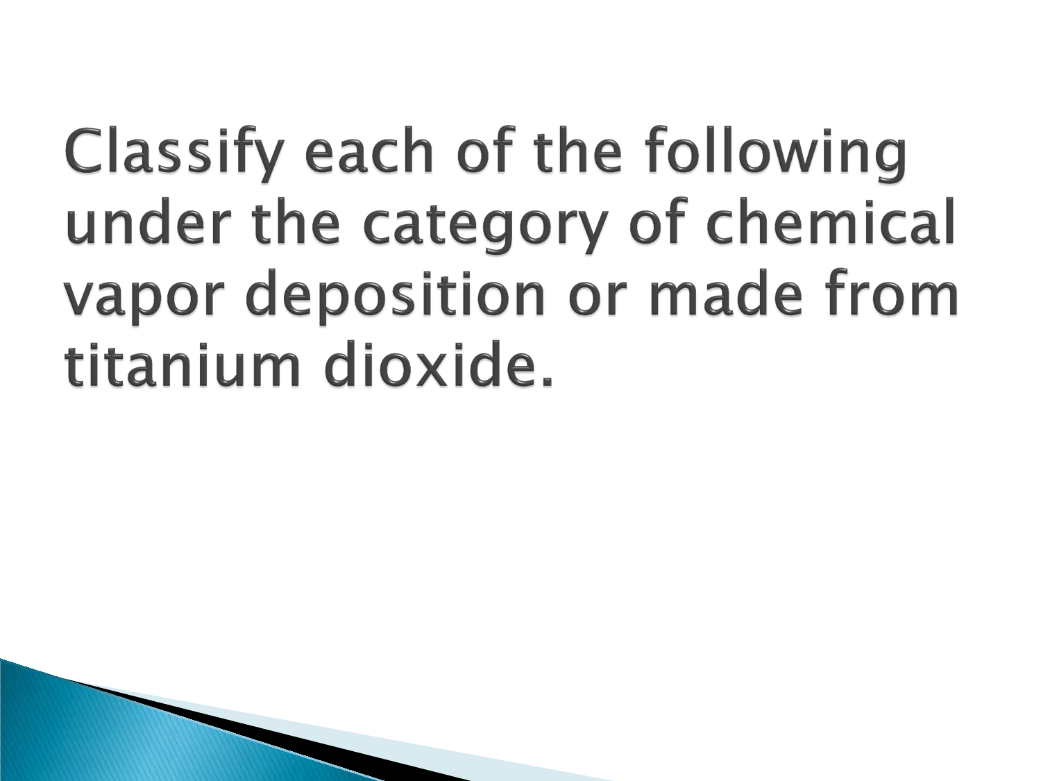# Classify each of the following under the category of chemical vapor deposition or made from titanium dioxide.